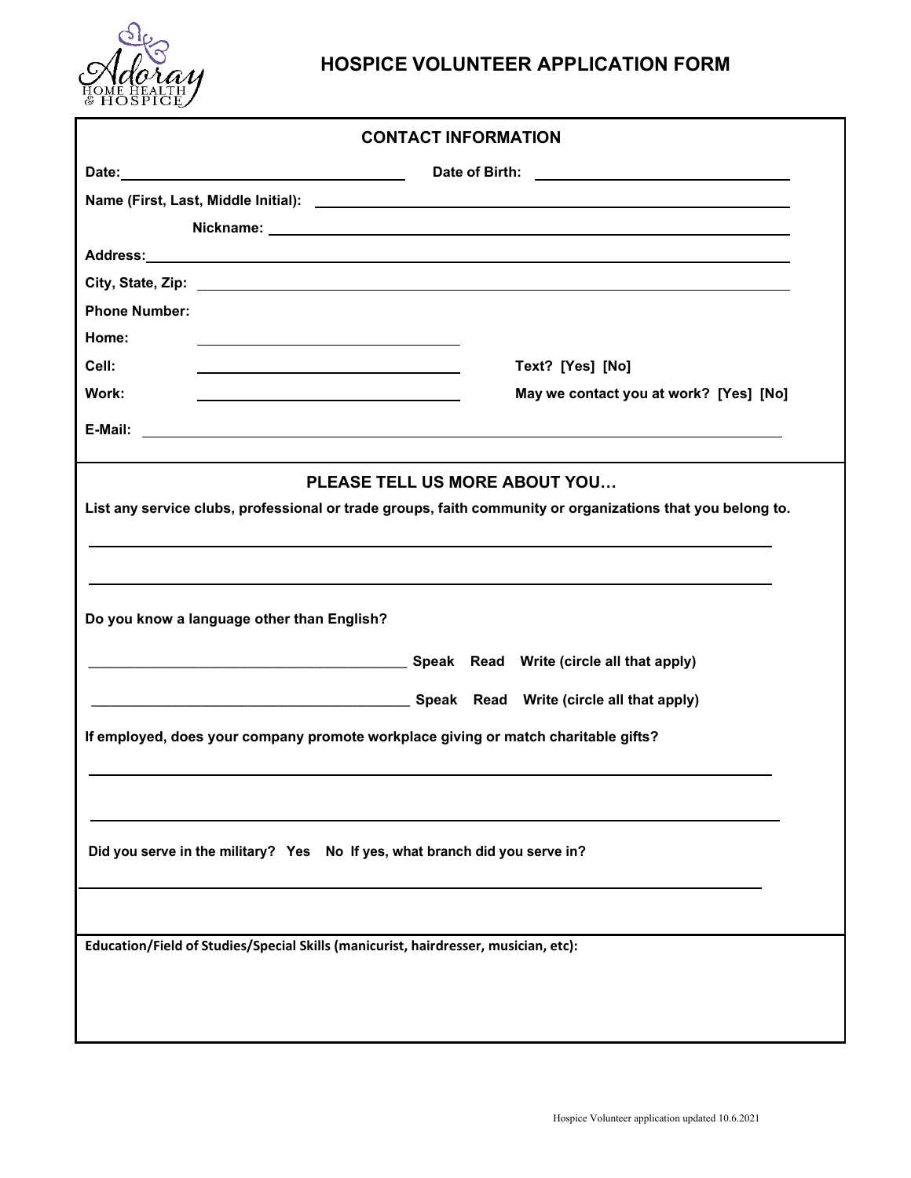Adoray Home Health & Hospice

# HOSPICE VOLUNTEER APPLICATION FORM

## CONTACT INFORMATION

**Date:** ____________________ **Date of Birth:** ____________________

**Name (First, Last, Middle Initial):** ____________________

**Nickname:** ____________________

**Address:** ____________________

**City, State, Zip:** ____________________

**Phone Number:**

**Home:** ____________________

**Cell:** ____________________ **Text? [Yes] [No]**

**Work:** ____________________ **May we contact you at work? [Yes] [No]**

**E-Mail:** ____________________

## PLEASE TELL US MORE ABOUT YOU…

**List any service clubs, professional or trade groups, faith community or organizations that you belong to.**

____________________

____________________

**Do you know a language other than English?**

____________________ **Speak Read Write (circle all that apply)**

____________________ **Speak Read Write (circle all that apply)**

**If employed, does your company promote workplace giving or match charitable gifts?**

____________________

____________________

**Did you serve in the military? Yes No If yes, what branch did you serve in?**

____________________

**Education/Field of Studies/Special Skills (manicurist, hairdresser, musician, etc):**

Hospice Volunteer application updated 10.6.2021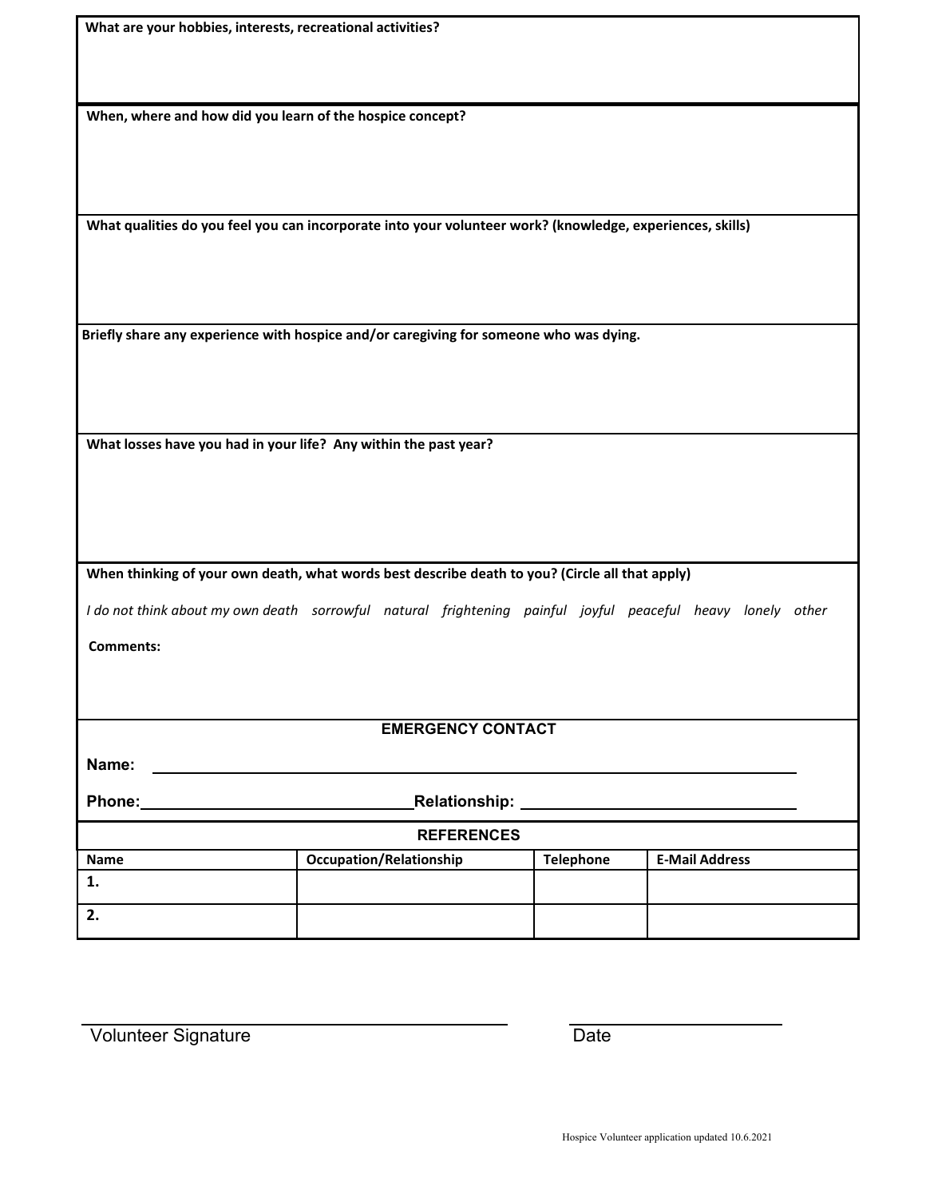**What are your hobbies, interests, recreational activities?**

**When, where and how did you learn of the hospice concept?**

**What qualities do you feel you can incorporate into your volunteer work? (knowledge, experiences, skills)**

**Briefly share any experience with hospice and/or caregiving for someone who was dying.**

**What losses have you had in your life? Any within the past year?**

**When thinking of your own death, what words best describe death to you? (Circle all that apply)**

*I do not think about my own death sorrowful natural frightening painful joyful peaceful heavy lonely other*

**Comments:**

## EMERGENCY CONTACT

**Name:** ______________________________________________

**Phone:** ____________________ **Relationship:** ____________________

## REFERENCES

| Name | Occupation/Relationship | Telephone | E-Mail Address |
|---|---|---|---|
| 1. | | | |
| 2. | | | |

______________________________ ______________________

Volunteer Signature Date

Hospice Volunteer application updated 10.6.2021